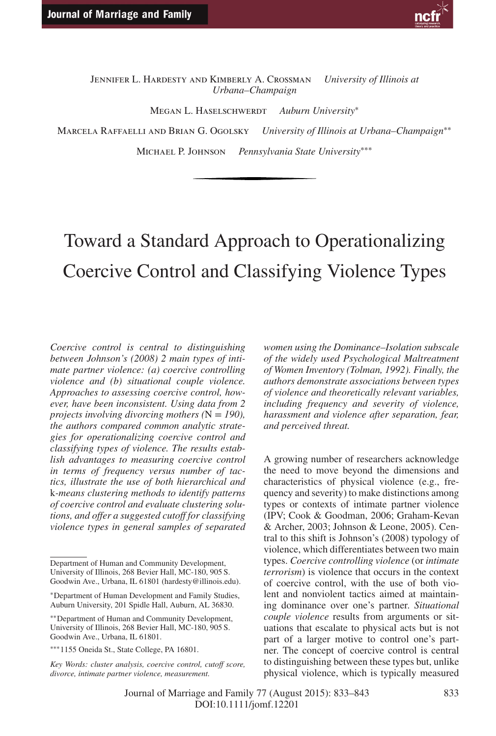Jennifer L. Hardesty and Kimberly A. Crossman *University of Illinois at Urbana–Champaign*

Megan L. Haselschwerdt *Auburn University*[*]

Marcela Raffaelli and Brian G. Ogolsky *University of Illinois at Urbana–Champaign*[**]

Michael P. Johnson *Pennsylvania State University*[***]

# Toward a Standard Approach to Operationalizing Coercive Control and Classifying Violence Types

*Coercive control is central to distinguishing between Johnson's (2008) 2 main types of intimate partner violence: (a) coercive controlling violence and (b) situational couple violence. Approaches to assessing coercive control, however, have been inconsistent. Using data from 2 projects involving divorcing mothers (*N *= 190), the authors compared common analytic strategies for operationalizing coercive control and classifying types of violence. The results establish advantages to measuring coercive control in terms of frequency versus number of tactics, illustrate the use of both hierarchical and* k*-means clustering methods to identify patterns of coercive control and evaluate clustering solutions, and offer a suggested cutoff for classifying violence types in general samples of separated women using the Dominance–Isolation subscale of the widely used Psychological Maltreatment of Women Inventory (Tolman, 1992). Finally, the authors demonstrate associations between types of violence and theoretically relevant variables, including frequency and severity of violence, harassment and violence after separation, fear, and perceived threat.*

Department of Human and Community Development, University of Illinois, 268 Bevier Hall, MC-180, 905 S. Goodwin Ave., Urbana, IL 61801 (hardesty@illinois.edu).

[*]Department of Human Development and Family Studies, Auburn University, 201 Spidle Hall, Auburn, AL 36830.

[**]Department of Human and Community Development, University of Illinois, 268 Bevier Hall, MC-180, 905 S. Goodwin Ave., Urbana, IL 61801.

[***]1155 Oneida St., State College, PA 16801.

*Key Words: cluster analysis, coercive control, cutoff score, divorce, intimate partner violence, measurement.*

A growing number of researchers acknowledge the need to move beyond the dimensions and characteristics of physical violence (e.g., frequency and severity) to make distinctions among types or contexts of intimate partner violence (IPV; Cook & Goodman, 2006; Graham-Kevan & Archer, 2003; Johnson & Leone, 2005). Central to this shift is Johnson's (2008) typology of violence, which differentiates between two main types. *Coercive controlling violence* (or *intimate terrorism*) is violence that occurs in the context of coercive control, with the use of both violent and nonviolent tactics aimed at maintaining dominance over one's partner. *Situational couple violence* results from arguments or situations that escalate to physical acts but is not part of a larger motive to control one's partner. The concept of coercive control is central to distinguishing between these types but, unlike physical violence, which is typically measured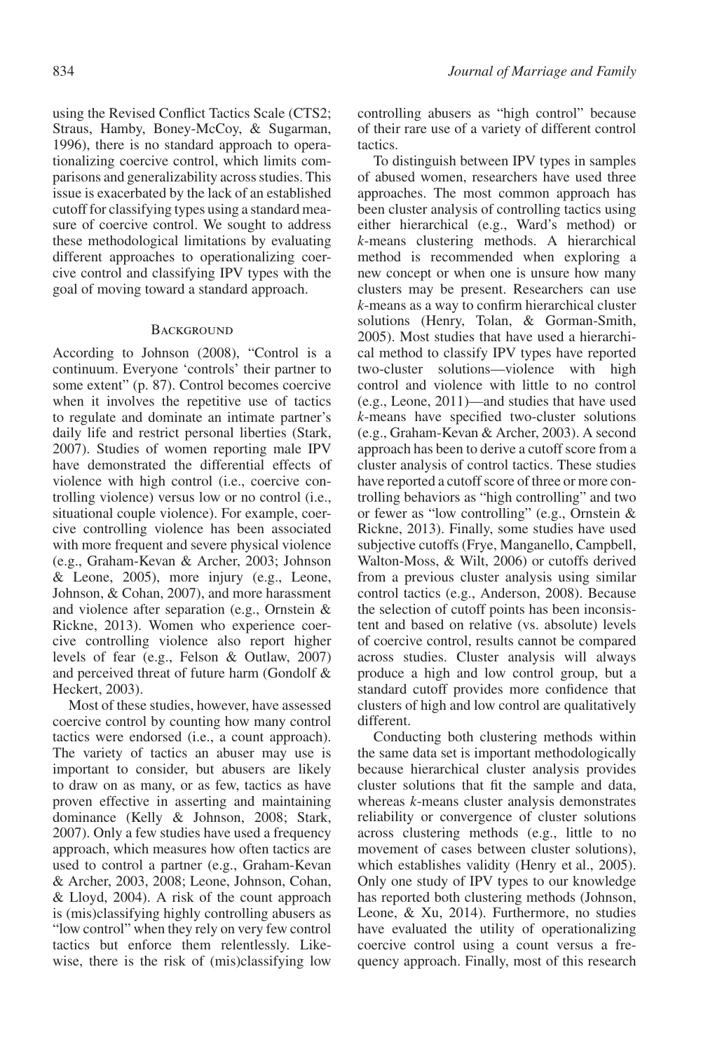using the Revised Conflict Tactics Scale (CTS2; Straus, Hamby, Boney-McCoy, & Sugarman, 1996), there is no standard approach to operationalizing coercive control, which limits comparisons and generalizability across studies. This issue is exacerbated by the lack of an established cutoff for classifying types using a standard measure of coercive control. We sought to address these methodological limitations by evaluating different approaches to operationalizing coercive control and classifying IPV types with the goal of moving toward a standard approach.

## Background

According to Johnson (2008), "Control is a continuum. Everyone 'controls' their partner to some extent" (p. 87). Control becomes coercive when it involves the repetitive use of tactics to regulate and dominate an intimate partner's daily life and restrict personal liberties (Stark, 2007). Studies of women reporting male IPV have demonstrated the differential effects of violence with high control (i.e., coercive controlling violence) versus low or no control (i.e., situational couple violence). For example, coercive controlling violence has been associated with more frequent and severe physical violence (e.g., Graham-Kevan & Archer, 2003; Johnson & Leone, 2005), more injury (e.g., Leone, Johnson, & Cohan, 2007), and more harassment and violence after separation (e.g., Ornstein & Rickne, 2013). Women who experience coercive controlling violence also report higher levels of fear (e.g., Felson & Outlaw, 2007) and perceived threat of future harm (Gondolf & Heckert, 2003).

Most of these studies, however, have assessed coercive control by counting how many control tactics were endorsed (i.e., a count approach). The variety of tactics an abuser may use is important to consider, but abusers are likely to draw on as many, or as few, tactics as have proven effective in asserting and maintaining dominance (Kelly & Johnson, 2008; Stark, 2007). Only a few studies have used a frequency approach, which measures how often tactics are used to control a partner (e.g., Graham-Kevan & Archer, 2003, 2008; Leone, Johnson, Cohan, & Lloyd, 2004). A risk of the count approach is (mis)classifying highly controlling abusers as "low control" when they rely on very few control tactics but enforce them relentlessly. Likewise, there is the risk of (mis)classifying low controlling abusers as "high control" because of their rare use of a variety of different control tactics.

To distinguish between IPV types in samples of abused women, researchers have used three approaches. The most common approach has been cluster analysis of controlling tactics using either hierarchical (e.g., Ward's method) or *k*-means clustering methods. A hierarchical method is recommended when exploring a new concept or when one is unsure how many clusters may be present. Researchers can use *k*-means as a way to confirm hierarchical cluster solutions (Henry, Tolan, & Gorman-Smith, 2005). Most studies that have used a hierarchical method to classify IPV types have reported two-cluster solutions—violence with high control and violence with little to no control (e.g., Leone, 2011)—and studies that have used *k*-means have specified two-cluster solutions (e.g., Graham-Kevan & Archer, 2003). A second approach has been to derive a cutoff score from a cluster analysis of control tactics. These studies have reported a cutoff score of three or more controlling behaviors as "high controlling" and two or fewer as "low controlling" (e.g., Ornstein & Rickne, 2013). Finally, some studies have used subjective cutoffs (Frye, Manganello, Campbell, Walton-Moss, & Wilt, 2006) or cutoffs derived from a previous cluster analysis using similar control tactics (e.g., Anderson, 2008). Because the selection of cutoff points has been inconsistent and based on relative (vs. absolute) levels of coercive control, results cannot be compared across studies. Cluster analysis will always produce a high and low control group, but a standard cutoff provides more confidence that clusters of high and low control are qualitatively different.

Conducting both clustering methods within the same data set is important methodologically because hierarchical cluster analysis provides cluster solutions that fit the sample and data, whereas *k*-means cluster analysis demonstrates reliability or convergence of cluster solutions across clustering methods (e.g., little to no movement of cases between cluster solutions), which establishes validity (Henry et al., 2005). Only one study of IPV types to our knowledge has reported both clustering methods (Johnson, Leone, & Xu, 2014). Furthermore, no studies have evaluated the utility of operationalizing coercive control using a count versus a frequency approach. Finally, most of this research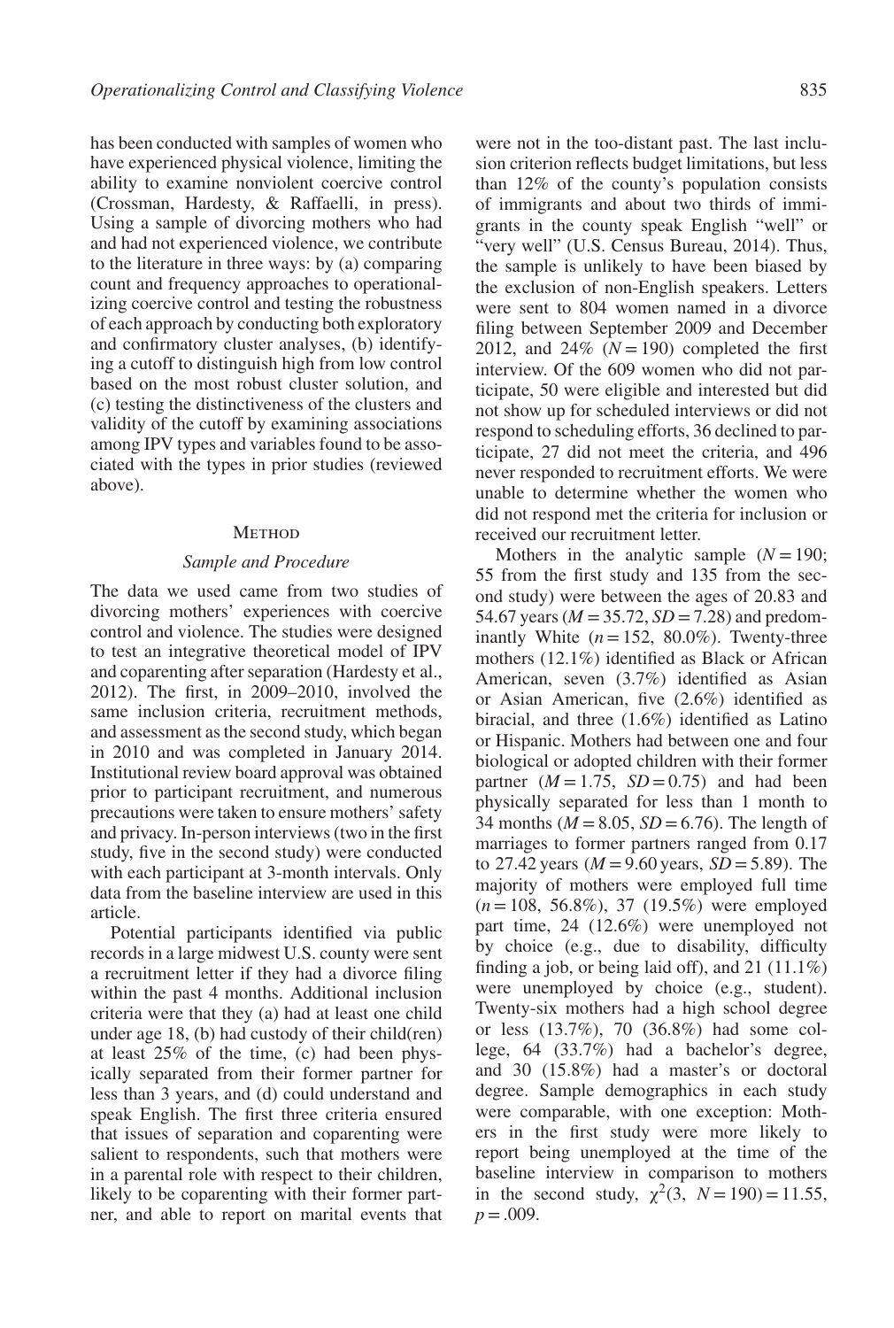has been conducted with samples of women who have experienced physical violence, limiting the ability to examine nonviolent coercive control (Crossman, Hardesty, & Raffaelli, in press). Using a sample of divorcing mothers who had and had not experienced violence, we contribute to the literature in three ways: by (a) comparing count and frequency approaches to operationalizing coercive control and testing the robustness of each approach by conducting both exploratory and confirmatory cluster analyses, (b) identifying a cutoff to distinguish high from low control based on the most robust cluster solution, and (c) testing the distinctiveness of the clusters and validity of the cutoff by examining associations among IPV types and variables found to be associated with the types in prior studies (reviewed above).

## Method

### Sample and Procedure

The data we used came from two studies of divorcing mothers' experiences with coercive control and violence. The studies were designed to test an integrative theoretical model of IPV and coparenting after separation (Hardesty et al., 2012). The first, in 2009–2010, involved the same inclusion criteria, recruitment methods, and assessment as the second study, which began in 2010 and was completed in January 2014. Institutional review board approval was obtained prior to participant recruitment, and numerous precautions were taken to ensure mothers' safety and privacy. In-person interviews (two in the first study, five in the second study) were conducted with each participant at 3-month intervals. Only data from the baseline interview are used in this article.

Potential participants identified via public records in a large midwest U.S. county were sent a recruitment letter if they had a divorce filing within the past 4 months. Additional inclusion criteria were that they (a) had at least one child under age 18, (b) had custody of their child(ren) at least 25% of the time, (c) had been physically separated from their former partner for less than 3 years, and (d) could understand and speak English. The first three criteria ensured that issues of separation and coparenting were salient to respondents, such that mothers were in a parental role with respect to their children, likely to be coparenting with their former partner, and able to report on marital events that were not in the too-distant past. The last inclusion criterion reflects budget limitations, but less than 12% of the county's population consists of immigrants and about two thirds of immigrants in the county speak English "well" or "very well" (U.S. Census Bureau, 2014). Thus, the sample is unlikely to have been biased by the exclusion of non-English speakers. Letters were sent to 804 women named in a divorce filing between September 2009 and December 2012, and 24% ($N = 190$) completed the first interview. Of the 609 women who did not participate, 50 were eligible and interested but did not show up for scheduled interviews or did not respond to scheduling efforts, 36 declined to participate, 27 did not meet the criteria, and 496 never responded to recruitment efforts. We were unable to determine whether the women who did not respond met the criteria for inclusion or received our recruitment letter.

Mothers in the analytic sample ($N = 190$; 55 from the first study and 135 from the second study) were between the ages of 20.83 and 54.67 years ($M = 35.72$, $SD = 7.28$) and predominantly White ($n = 152$, 80.0%). Twenty-three mothers (12.1%) identified as Black or African American, seven (3.7%) identified as Asian or Asian American, five (2.6%) identified as biracial, and three (1.6%) identified as Latino or Hispanic. Mothers had between one and four biological or adopted children with their former partner ($M = 1.75$, $SD = 0.75$) and had been physically separated for less than 1 month to 34 months ($M = 8.05$, $SD = 6.76$). The length of marriages to former partners ranged from 0.17 to 27.42 years ($M = 9.60$ years, $SD = 5.89$). The majority of mothers were employed full time ($n = 108$, 56.8%), 37 (19.5%) were employed part time, 24 (12.6%) were unemployed not by choice (e.g., due to disability, difficulty finding a job, or being laid off), and 21 (11.1%) were unemployed by choice (e.g., student). Twenty-six mothers had a high school degree or less (13.7%), 70 (36.8%) had some college, 64 (33.7%) had a bachelor's degree, and 30 (15.8%) had a master's or doctoral degree. Sample demographics in each study were comparable, with one exception: Mothers in the first study were more likely to report being unemployed at the time of the baseline interview in comparison to mothers in the second study, $\chi^2(3,\ N = 190) = 11.55$, $p = .009$.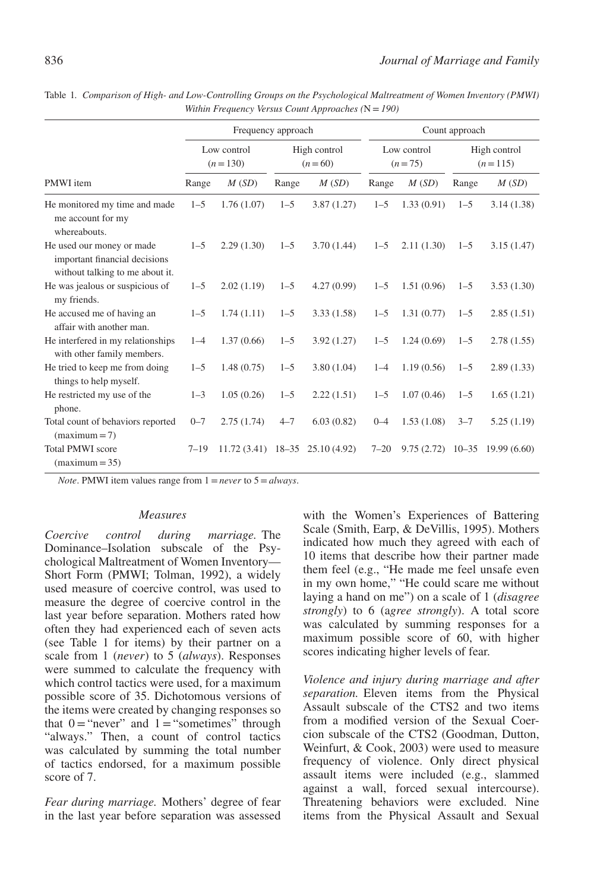Table 1. *Comparison of High- and Low-Controlling Groups on the Psychological Maltreatment of Women Inventory (PMWI) Within Frequency Versus Count Approaches (N = 190)*

| | Frequency approach | | | | Count approach | | | |
|---|---|---|---|---|---|---|---|---|
| | Low control ($n = 130$) | | High control ($n = 60$) | | Low control ($n = 75$) | | High control ($n = 115$) | |
| PMWI item | Range | *M* (*SD*) | Range | *M* (*SD*) | Range | *M* (*SD*) | Range | *M* (*SD*) |
| He monitored my time and made me account for my whereabouts. | 1–5 | 1.76 (1.07) | 1–5 | 3.87 (1.27) | 1–5 | 1.33 (0.91) | 1–5 | 3.14 (1.38) |
| He used our money or made important financial decisions without talking to me about it. | 1–5 | 2.29 (1.30) | 1–5 | 3.70 (1.44) | 1–5 | 2.11 (1.30) | 1–5 | 3.15 (1.47) |
| He was jealous or suspicious of my friends. | 1–5 | 2.02 (1.19) | 1–5 | 4.27 (0.99) | 1–5 | 1.51 (0.96) | 1–5 | 3.53 (1.30) |
| He accused me of having an affair with another man. | 1–5 | 1.74 (1.11) | 1–5 | 3.33 (1.58) | 1–5 | 1.31 (0.77) | 1–5 | 2.85 (1.51) |
| He interfered in my relationships with other family members. | 1–4 | 1.37 (0.66) | 1–5 | 3.92 (1.27) | 1–5 | 1.24 (0.69) | 1–5 | 2.78 (1.55) |
| He tried to keep me from doing things to help myself. | 1–5 | 1.48 (0.75) | 1–5 | 3.80 (1.04) | 1–4 | 1.19 (0.56) | 1–5 | 2.89 (1.33) |
| He restricted my use of the phone. | 1–3 | 1.05 (0.26) | 1–5 | 2.22 (1.51) | 1–5 | 1.07 (0.46) | 1–5 | 1.65 (1.21) |
| Total count of behaviors reported (maximum = 7) | 0–7 | 2.75 (1.74) | 4–7 | 6.03 (0.82) | 0–4 | 1.53 (1.08) | 3–7 | 5.25 (1.19) |
| Total PMWI score (maximum = 35) | 7–19 | 11.72 (3.41) | 18–35 | 25.10 (4.92) | 7–20 | 9.75 (2.72) | 10–35 | 19.99 (6.60) |

*Note*. PMWI item values range from 1 = *never* to 5 = *always*.

### Measures

*Coercive control during marriage.* The Dominance–Isolation subscale of the Psychological Maltreatment of Women Inventory—Short Form (PMWI; Tolman, 1992), a widely used measure of coercive control, was used to measure the degree of coercive control in the last year before separation. Mothers rated how often they had experienced each of seven acts (see Table 1 for items) by their partner on a scale from 1 (*never*) to 5 (*always*). Responses were summed to calculate the frequency with which control tactics were used, for a maximum possible score of 35. Dichotomous versions of the items were created by changing responses so that 0 = "never" and 1 = "sometimes" through "always." Then, a count of control tactics was calculated by summing the total number of tactics endorsed, for a maximum possible score of 7.

*Fear during marriage.* Mothers' degree of fear in the last year before separation was assessed with the Women's Experiences of Battering Scale (Smith, Earp, & DeVillis, 1995). Mothers indicated how much they agreed with each of 10 items that describe how their partner made them feel (e.g., "He made me feel unsafe even in my own home," "He could scare me without laying a hand on me") on a scale of 1 (*disagree strongly*) to 6 (a*gree strongly*). A total score was calculated by summing responses for a maximum possible score of 60, with higher scores indicating higher levels of fear.

*Violence and injury during marriage and after separation.* Eleven items from the Physical Assault subscale of the CTS2 and two items from a modified version of the Sexual Coercion subscale of the CTS2 (Goodman, Dutton, Weinfurt, & Cook, 2003) were used to measure frequency of violence. Only direct physical assault items were included (e.g., slammed against a wall, forced sexual intercourse). Threatening behaviors were excluded. Nine items from the Physical Assault and Sexual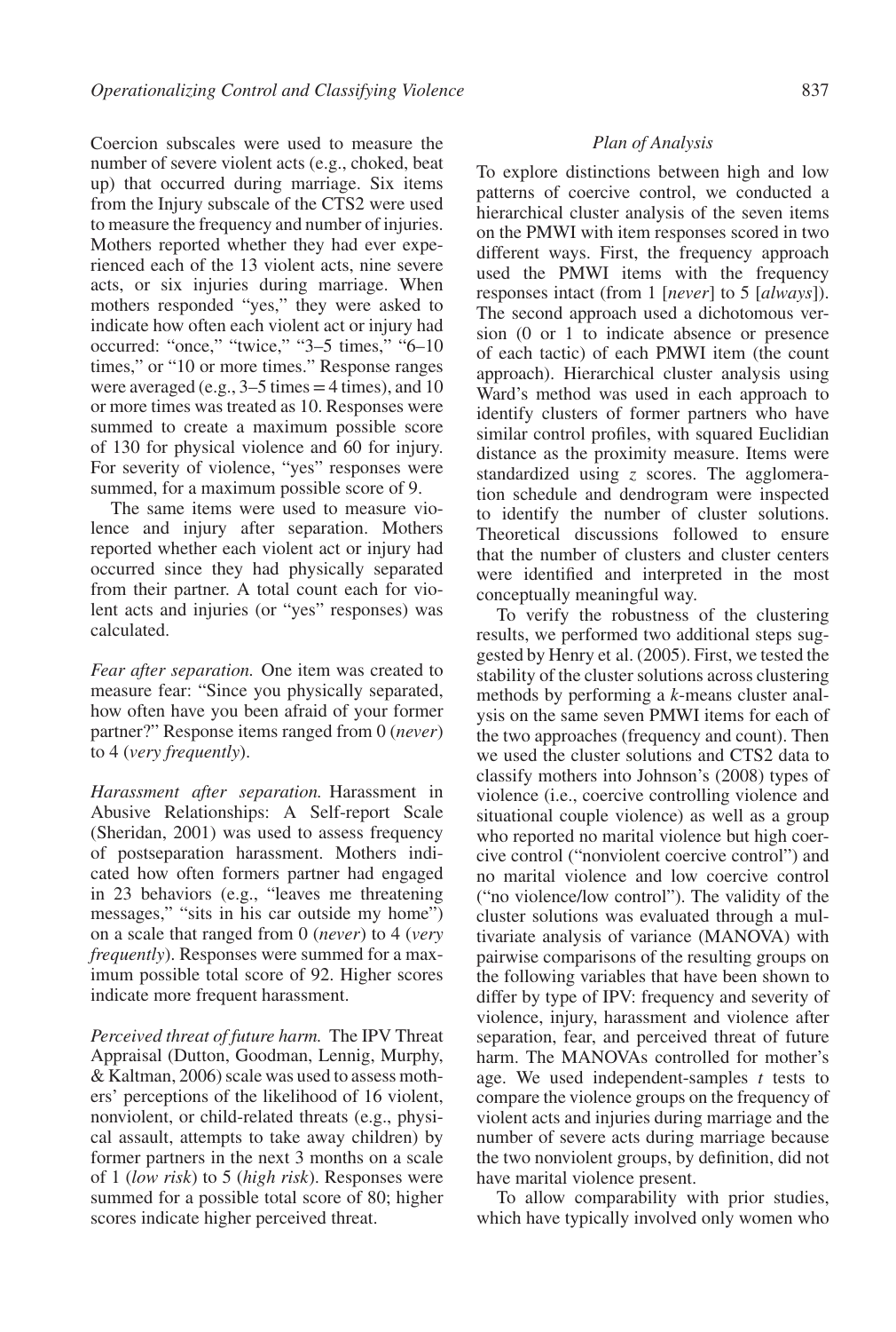Coercion subscales were used to measure the number of severe violent acts (e.g., choked, beat up) that occurred during marriage. Six items from the Injury subscale of the CTS2 were used to measure the frequency and number of injuries. Mothers reported whether they had ever experienced each of the 13 violent acts, nine severe acts, or six injuries during marriage. When mothers responded "yes," they were asked to indicate how often each violent act or injury had occurred: "once," "twice," "3–5 times," "6–10 times," or "10 or more times." Response ranges were averaged (e.g., 3–5 times = 4 times), and 10 or more times was treated as 10. Responses were summed to create a maximum possible score of 130 for physical violence and 60 for injury. For severity of violence, "yes" responses were summed, for a maximum possible score of 9.

The same items were used to measure violence and injury after separation. Mothers reported whether each violent act or injury had occurred since they had physically separated from their partner. A total count each for violent acts and injuries (or "yes" responses) was calculated.

*Fear after separation.* One item was created to measure fear: "Since you physically separated, how often have you been afraid of your former partner?" Response items ranged from 0 (*never*) to 4 (*very frequently*).

*Harassment after separation.* Harassment in Abusive Relationships: A Self-report Scale (Sheridan, 2001) was used to assess frequency of postseparation harassment. Mothers indicated how often formers partner had engaged in 23 behaviors (e.g., "leaves me threatening messages," "sits in his car outside my home") on a scale that ranged from 0 (*never*) to 4 (*very frequently*). Responses were summed for a maximum possible total score of 92. Higher scores indicate more frequent harassment.

*Perceived threat of future harm.* The IPV Threat Appraisal (Dutton, Goodman, Lennig, Murphy, & Kaltman, 2006) scale was used to assess mothers' perceptions of the likelihood of 16 violent, nonviolent, or child-related threats (e.g., physical assault, attempts to take away children) by former partners in the next 3 months on a scale of 1 (*low risk*) to 5 (*high risk*). Responses were summed for a possible total score of 80; higher scores indicate higher perceived threat.

### *Plan of Analysis*

To explore distinctions between high and low patterns of coercive control, we conducted a hierarchical cluster analysis of the seven items on the PMWI with item responses scored in two different ways. First, the frequency approach used the PMWI items with the frequency responses intact (from 1 [*never*] to 5 [*always*]). The second approach used a dichotomous version (0 or 1 to indicate absence or presence of each tactic) of each PMWI item (the count approach). Hierarchical cluster analysis using Ward's method was used in each approach to identify clusters of former partners who have similar control profiles, with squared Euclidian distance as the proximity measure. Items were standardized using *z* scores. The agglomeration schedule and dendrogram were inspected to identify the number of cluster solutions. Theoretical discussions followed to ensure that the number of clusters and cluster centers were identified and interpreted in the most conceptually meaningful way.

To verify the robustness of the clustering results, we performed two additional steps suggested by Henry et al. (2005). First, we tested the stability of the cluster solutions across clustering methods by performing a *k*-means cluster analysis on the same seven PMWI items for each of the two approaches (frequency and count). Then we used the cluster solutions and CTS2 data to classify mothers into Johnson's (2008) types of violence (i.e., coercive controlling violence and situational couple violence) as well as a group who reported no marital violence but high coercive control ("nonviolent coercive control") and no marital violence and low coercive control ("no violence/low control"). The validity of the cluster solutions was evaluated through a multivariate analysis of variance (MANOVA) with pairwise comparisons of the resulting groups on the following variables that have been shown to differ by type of IPV: frequency and severity of violence, injury, harassment and violence after separation, fear, and perceived threat of future harm. The MANOVAs controlled for mother's age. We used independent-samples *t* tests to compare the violence groups on the frequency of violent acts and injuries during marriage and the number of severe acts during marriage because the two nonviolent groups, by definition, did not have marital violence present.

To allow comparability with prior studies, which have typically involved only women who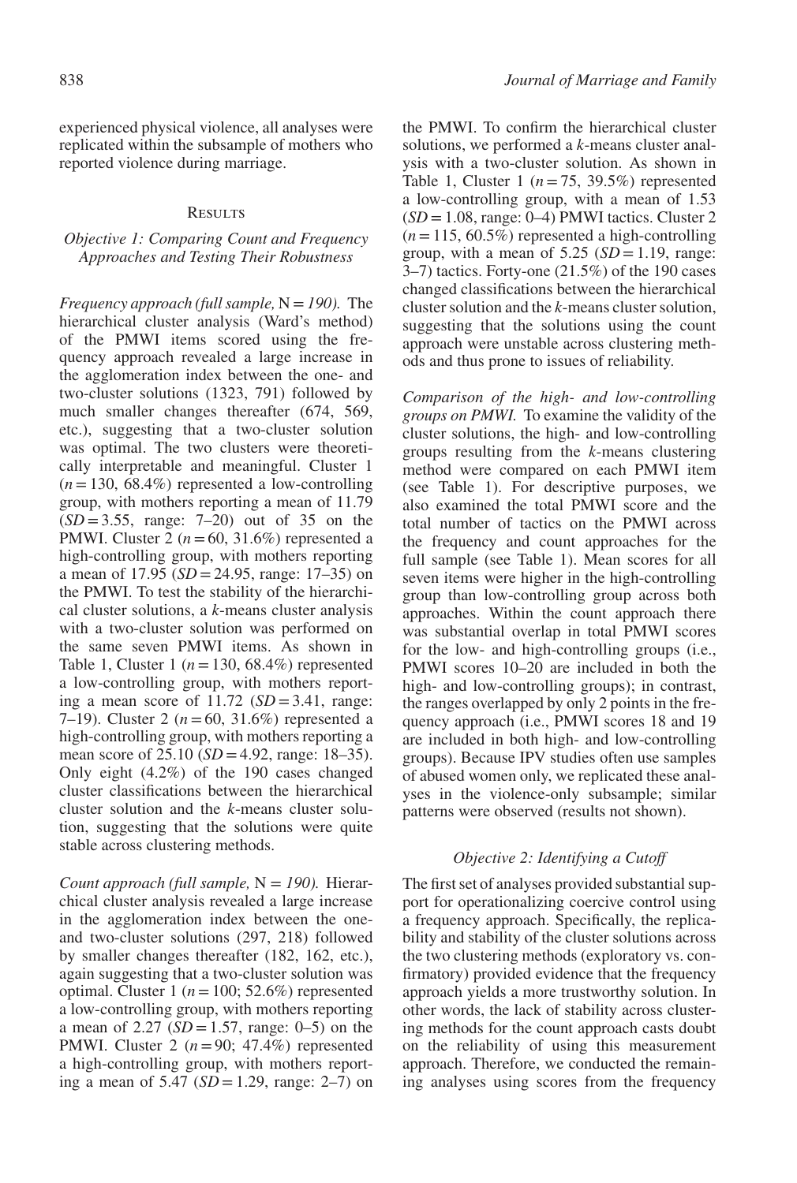experienced physical violence, all analyses were replicated within the subsample of mothers who reported violence during marriage.

## Results

### *Objective 1: Comparing Count and Frequency Approaches and Testing Their Robustness*

*Frequency approach (full sample,* N *= 190).* The hierarchical cluster analysis (Ward's method) of the PMWI items scored using the frequency approach revealed a large increase in the agglomeration index between the one- and two-cluster solutions (1323, 791) followed by much smaller changes thereafter (674, 569, etc.), suggesting that a two-cluster solution was optimal. The two clusters were theoretically interpretable and meaningful. Cluster 1 ($n = 130$, 68.4%) represented a low-controlling group, with mothers reporting a mean of 11.79 ($SD = 3.55$, range: 7–20) out of 35 on the PMWI. Cluster 2 ($n = 60$, 31.6%) represented a high-controlling group, with mothers reporting a mean of 17.95 ($SD = 24.95$, range: 17–35) on the PMWI. To test the stability of the hierarchical cluster solutions, a *k*-means cluster analysis with a two-cluster solution was performed on the same seven PMWI items. As shown in Table 1, Cluster 1 ($n = 130$, 68.4%) represented a low-controlling group, with mothers reporting a mean score of 11.72 ($SD = 3.41$, range: 7–19). Cluster 2 ($n = 60$, 31.6%) represented a high-controlling group, with mothers reporting a mean score of 25.10 ($SD = 4.92$, range: 18–35). Only eight (4.2%) of the 190 cases changed cluster classifications between the hierarchical cluster solution and the *k*-means cluster solution, suggesting that the solutions were quite stable across clustering methods.

*Count approach (full sample,* N *= 190).* Hierarchical cluster analysis revealed a large increase in the agglomeration index between the one- and two-cluster solutions (297, 218) followed by smaller changes thereafter (182, 162, etc.), again suggesting that a two-cluster solution was optimal. Cluster 1 ($n = 100$; 52.6%) represented a low-controlling group, with mothers reporting a mean of 2.27 ($SD = 1.57$, range: 0–5) on the PMWI. Cluster 2 ($n = 90$; 47.4%) represented a high-controlling group, with mothers reporting a mean of 5.47 ($SD = 1.29$, range: 2–7) on the PMWI. To confirm the hierarchical cluster solutions, we performed a *k*-means cluster analysis with a two-cluster solution. As shown in Table 1, Cluster 1 ($n = 75$, 39.5%) represented a low-controlling group, with a mean of 1.53 ($SD = 1.08$, range: 0–4) PMWI tactics. Cluster 2 ($n = 115$, 60.5%) represented a high-controlling group, with a mean of 5.25 ($SD = 1.19$, range: 3–7) tactics. Forty-one (21.5%) of the 190 cases changed classifications between the hierarchical cluster solution and the *k*-means cluster solution, suggesting that the solutions using the count approach were unstable across clustering methods and thus prone to issues of reliability.

*Comparison of the high- and low-controlling groups on PMWI.* To examine the validity of the cluster solutions, the high- and low-controlling groups resulting from the *k*-means clustering method were compared on each PMWI item (see Table 1). For descriptive purposes, we also examined the total PMWI score and the total number of tactics on the PMWI across the frequency and count approaches for the full sample (see Table 1). Mean scores for all seven items were higher in the high-controlling group than low-controlling group across both approaches. Within the count approach there was substantial overlap in total PMWI scores for the low- and high-controlling groups (i.e., PMWI scores 10–20 are included in both the high- and low-controlling groups); in contrast, the ranges overlapped by only 2 points in the frequency approach (i.e., PMWI scores 18 and 19 are included in both high- and low-controlling groups). Because IPV studies often use samples of abused women only, we replicated these analyses in the violence-only subsample; similar patterns were observed (results not shown).

### *Objective 2: Identifying a Cutoff*

The first set of analyses provided substantial support for operationalizing coercive control using a frequency approach. Specifically, the replicability and stability of the cluster solutions across the two clustering methods (exploratory vs. confirmatory) provided evidence that the frequency approach yields a more trustworthy solution. In other words, the lack of stability across clustering methods for the count approach casts doubt on the reliability of using this measurement approach. Therefore, we conducted the remaining analyses using scores from the frequency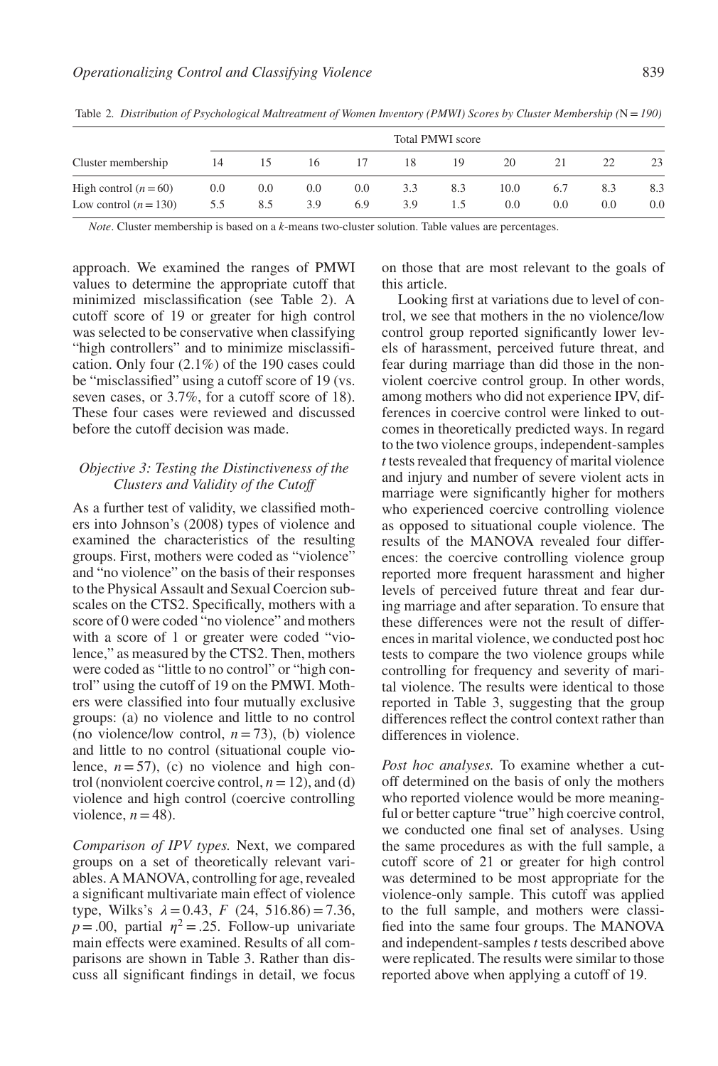Table 2. *Distribution of Psychological Maltreatment of Women Inventory (PMWI) Scores by Cluster Membership (N = 190)*

| Cluster membership | Total PMWI score | | | | | | | | | |
|---|---|---|---|---|---|---|---|---|---|---|
| | 14 | 15 | 16 | 17 | 18 | 19 | 20 | 21 | 22 | 23 |
| High control ($n = 60$) | 0.0 | 0.0 | 0.0 | 0.0 | 3.3 | 8.3 | 10.0 | 6.7 | 8.3 | 8.3 |
| Low control ($n = 130$) | 5.5 | 8.5 | 3.9 | 6.9 | 3.9 | 1.5 | 0.0 | 0.0 | 0.0 | 0.0 |

*Note*. Cluster membership is based on a *k*-means two-cluster solution. Table values are percentages.

approach. We examined the ranges of PMWI values to determine the appropriate cutoff that minimized misclassification (see Table 2). A cutoff score of 19 or greater for high control was selected to be conservative when classifying "high controllers" and to minimize misclassification. Only four (2.1%) of the 190 cases could be "misclassified" using a cutoff score of 19 (vs. seven cases, or 3.7%, for a cutoff score of 18). These four cases were reviewed and discussed before the cutoff decision was made.

### *Objective 3: Testing the Distinctiveness of the Clusters and Validity of the Cutoff*

As a further test of validity, we classified mothers into Johnson's (2008) types of violence and examined the characteristics of the resulting groups. First, mothers were coded as "violence" and "no violence" on the basis of their responses to the Physical Assault and Sexual Coercion subscales on the CTS2. Specifically, mothers with a score of 0 were coded "no violence" and mothers with a score of 1 or greater were coded "violence," as measured by the CTS2. Then, mothers were coded as "little to no control" or "high control" using the cutoff of 19 on the PMWI. Mothers were classified into four mutually exclusive groups: (a) no violence and little to no control (no violence/low control, $n = 73$), (b) violence and little to no control (situational couple violence, $n = 57$), (c) no violence and high control (nonviolent coercive control, $n = 12$), and (d) violence and high control (coercive controlling violence, $n = 48$).

*Comparison of IPV types.* Next, we compared groups on a set of theoretically relevant variables. A MANOVA, controlling for age, revealed a significant multivariate main effect of violence type, Wilks's $\lambda = 0.43$, $F$ (24, 516.86) = 7.36, $p = .00$, partial $\eta^2 = .25$. Follow-up univariate main effects were examined. Results of all comparisons are shown in Table 3. Rather than discuss all significant findings in detail, we focus on those that are most relevant to the goals of this article.

Looking first at variations due to level of control, we see that mothers in the no violence/low control group reported significantly lower levels of harassment, perceived future threat, and fear during marriage than did those in the nonviolent coercive control group. In other words, among mothers who did not experience IPV, differences in coercive control were linked to outcomes in theoretically predicted ways. In regard to the two violence groups, independent-samples *t* tests revealed that frequency of marital violence and injury and number of severe violent acts in marriage were significantly higher for mothers who experienced coercive controlling violence as opposed to situational couple violence. The results of the MANOVA revealed four differences: the coercive controlling violence group reported more frequent harassment and higher levels of perceived future threat and fear during marriage and after separation. To ensure that these differences were not the result of differences in marital violence, we conducted post hoc tests to compare the two violence groups while controlling for frequency and severity of marital violence. The results were identical to those reported in Table 3, suggesting that the group differences reflect the control context rather than differences in violence.

*Post hoc analyses.* To examine whether a cutoff determined on the basis of only the mothers who reported violence would be more meaningful or better capture "true" high coercive control, we conducted one final set of analyses. Using the same procedures as with the full sample, a cutoff score of 21 or greater for high control was determined to be most appropriate for the violence-only sample. This cutoff was applied to the full sample, and mothers were classified into the same four groups. The MANOVA and independent-samples *t* tests described above were replicated. The results were similar to those reported above when applying a cutoff of 19.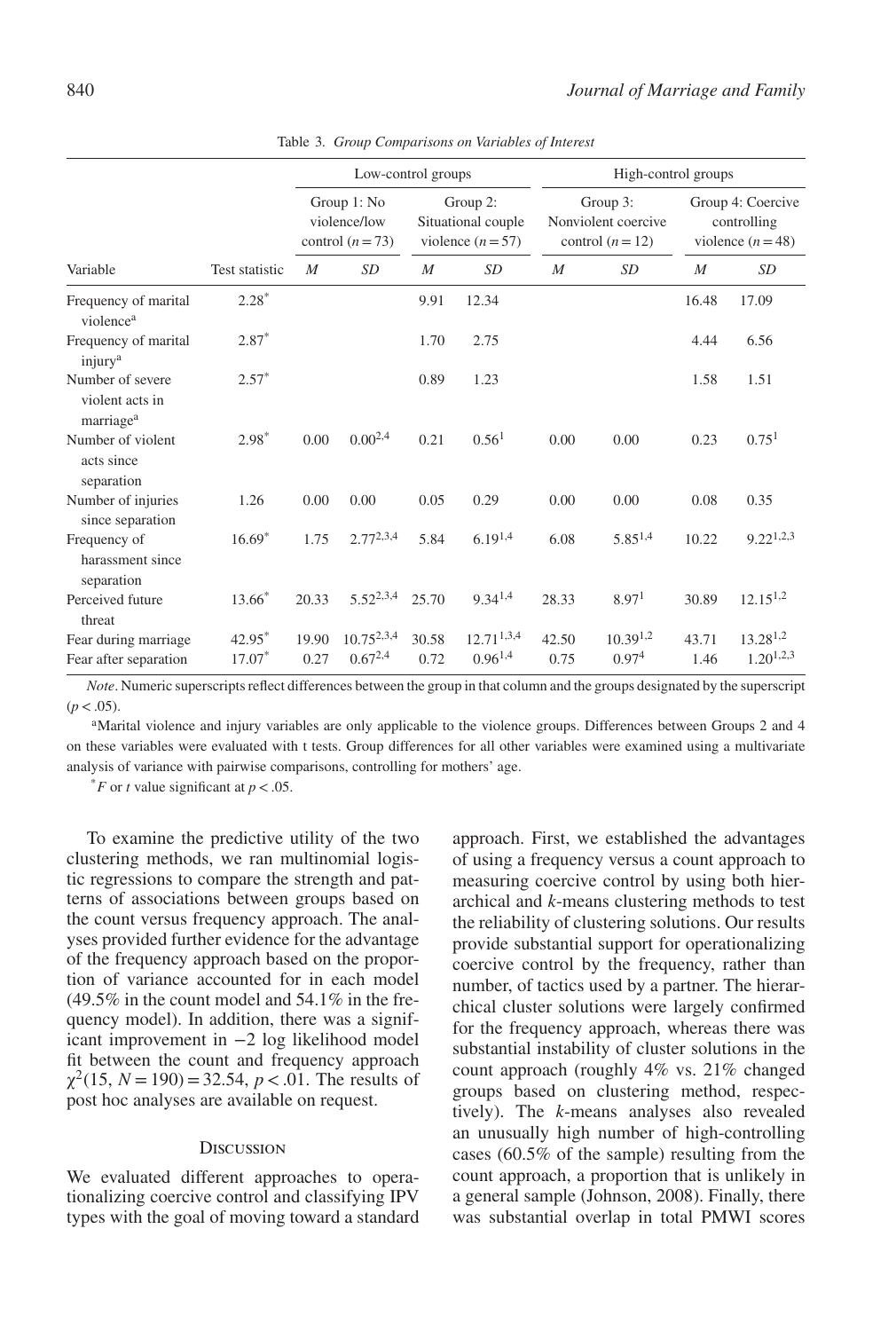Table 3. *Group Comparisons on Variables of Interest*

| | | Low-control groups | | | | High-control groups | | | |
|---|---|---|---|---|---|---|---|---|---|
| | | Group 1: No violence/low control ($n = 73$) | | Group 2: Situational couple violence ($n = 57$) | | Group 3: Nonviolent coercive control ($n = 12$) | | Group 4: Coercive controlling violence ($n = 48$) | |
| Variable | Test statistic | *M* | *SD* | *M* | *SD* | *M* | *SD* | *M* | *SD* |
| Frequency of marital violence[a] | 2.28* | | | 9.91 | 12.34 | | | 16.48 | 17.09 |
| Frequency of marital injury[a] | 2.87* | | | 1.70 | 2.75 | | | 4.44 | 6.56 |
| Number of severe violent acts in marriage[a] | 2.57* | | | 0.89 | 1.23 | | | 1.58 | 1.51 |
| Number of violent acts since separation | 2.98* | 0.00 | 0.00[2,4] | 0.21 | 0.56[1] | 0.00 | 0.00 | 0.23 | 0.75[1] |
| Number of injuries since separation | 1.26 | 0.00 | 0.00 | 0.05 | 0.29 | 0.00 | 0.00 | 0.08 | 0.35 |
| Frequency of harassment since separation | 16.69* | 1.75 | 2.77[2,3,4] | 5.84 | 6.19[1,4] | 6.08 | 5.85[1,4] | 10.22 | 9.22[1,2,3] |
| Perceived future threat | 13.66* | 20.33 | 5.52[2,3,4] | 25.70 | 9.34[1,4] | 28.33 | 8.97[1] | 30.89 | 12.15[1,2] |
| Fear during marriage | 42.95* | 19.90 | 10.75[2,3,4] | 30.58 | 12.71[1,3,4] | 42.50 | 10.39[1,2] | 43.71 | 13.28[1,2] |
| Fear after separation | 17.07* | 0.27 | 0.67[2,4] | 0.72 | 0.96[1,4] | 0.75 | 0.97[4] | 1.46 | 1.20[1,2,3] |

*Note*. Numeric superscripts reflect differences between the group in that column and the groups designated by the superscript ($p < .05$).

[a]Marital violence and injury variables are only applicable to the violence groups. Differences between Groups 2 and 4 on these variables were evaluated with t tests. Group differences for all other variables were examined using a multivariate analysis of variance with pairwise comparisons, controlling for mothers' age.

*$F$ or $t$ value significant at $p < .05$.

To examine the predictive utility of the two clustering methods, we ran multinomial logistic regressions to compare the strength and patterns of associations between groups based on the count versus frequency approach. The analyses provided further evidence for the advantage of the frequency approach based on the proportion of variance accounted for in each model (49.5% in the count model and 54.1% in the frequency model). In addition, there was a significant improvement in $-2$ log likelihood model fit between the count and frequency approach $\chi^2(15, N = 190) = 32.54$, $p < .01$. The results of post hoc analyses are available on request.

## Discussion

We evaluated different approaches to operationalizing coercive control and classifying IPV types with the goal of moving toward a standard approach. First, we established the advantages of using a frequency versus a count approach to measuring coercive control by using both hierarchical and *k*-means clustering methods to test the reliability of clustering solutions. Our results provide substantial support for operationalizing coercive control by the frequency, rather than number, of tactics used by a partner. The hierarchical cluster solutions were largely confirmed for the frequency approach, whereas there was substantial instability of cluster solutions in the count approach (roughly 4% vs. 21% changed groups based on clustering method, respectively). The *k*-means analyses also revealed an unusually high number of high-controlling cases (60.5% of the sample) resulting from the count approach, a proportion that is unlikely in a general sample (Johnson, 2008). Finally, there was substantial overlap in total PMWI scores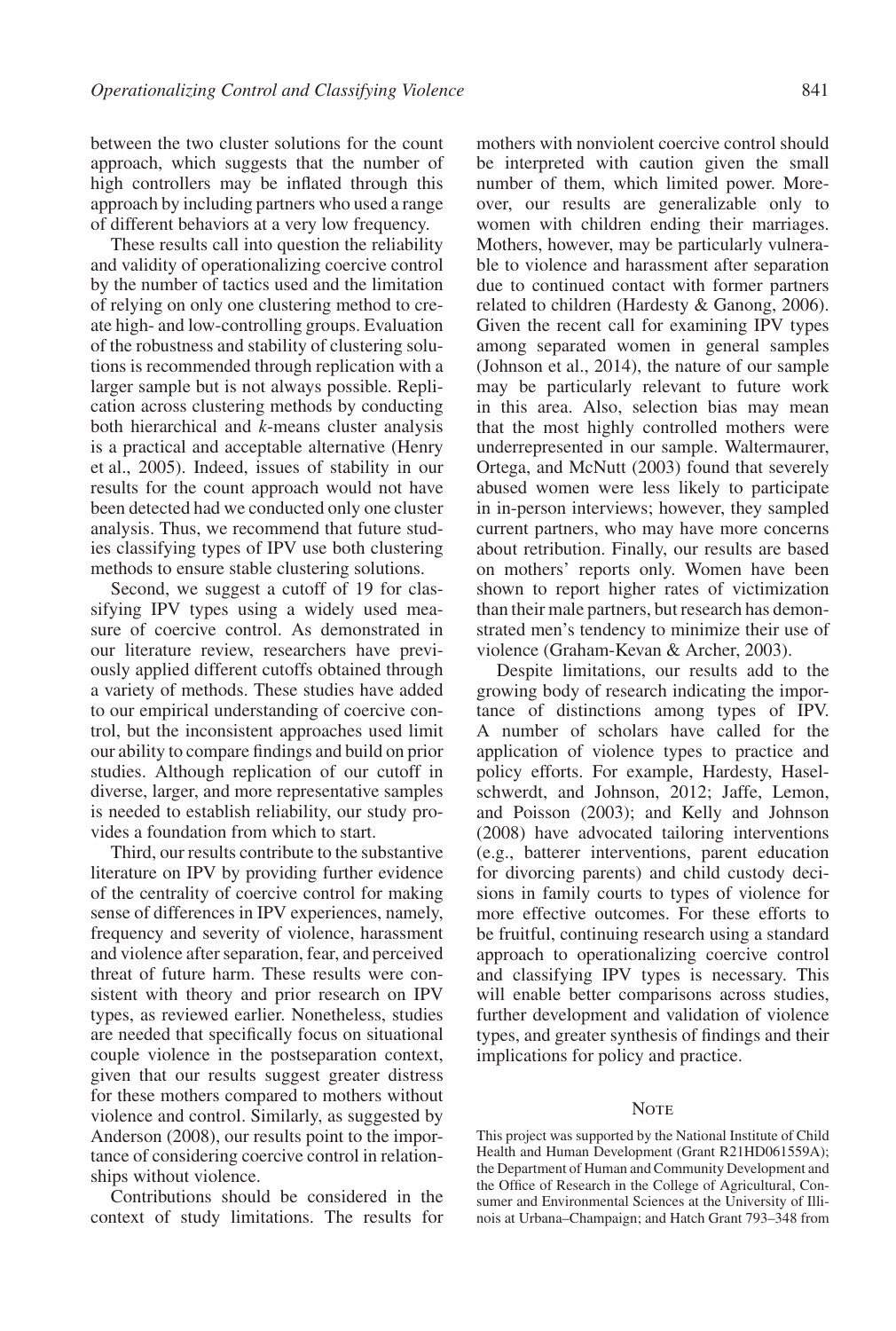between the two cluster solutions for the count approach, which suggests that the number of high controllers may be inflated through this approach by including partners who used a range of different behaviors at a very low frequency.

These results call into question the reliability and validity of operationalizing coercive control by the number of tactics used and the limitation of relying on only one clustering method to create high- and low-controlling groups. Evaluation of the robustness and stability of clustering solutions is recommended through replication with a larger sample but is not always possible. Replication across clustering methods by conducting both hierarchical and *k*-means cluster analysis is a practical and acceptable alternative (Henry et al., 2005). Indeed, issues of stability in our results for the count approach would not have been detected had we conducted only one cluster analysis. Thus, we recommend that future studies classifying types of IPV use both clustering methods to ensure stable clustering solutions.

Second, we suggest a cutoff of 19 for classifying IPV types using a widely used measure of coercive control. As demonstrated in our literature review, researchers have previously applied different cutoffs obtained through a variety of methods. These studies have added to our empirical understanding of coercive control, but the inconsistent approaches used limit our ability to compare findings and build on prior studies. Although replication of our cutoff in diverse, larger, and more representative samples is needed to establish reliability, our study provides a foundation from which to start.

Third, our results contribute to the substantive literature on IPV by providing further evidence of the centrality of coercive control for making sense of differences in IPV experiences, namely, frequency and severity of violence, harassment and violence after separation, fear, and perceived threat of future harm. These results were consistent with theory and prior research on IPV types, as reviewed earlier. Nonetheless, studies are needed that specifically focus on situational couple violence in the postseparation context, given that our results suggest greater distress for these mothers compared to mothers without violence and control. Similarly, as suggested by Anderson (2008), our results point to the importance of considering coercive control in relationships without violence.

Contributions should be considered in the context of study limitations. The results for mothers with nonviolent coercive control should be interpreted with caution given the small number of them, which limited power. Moreover, our results are generalizable only to women with children ending their marriages. Mothers, however, may be particularly vulnerable to violence and harassment after separation due to continued contact with former partners related to children (Hardesty & Ganong, 2006). Given the recent call for examining IPV types among separated women in general samples (Johnson et al., 2014), the nature of our sample may be particularly relevant to future work in this area. Also, selection bias may mean that the most highly controlled mothers were underrepresented in our sample. Waltermaurer, Ortega, and McNutt (2003) found that severely abused women were less likely to participate in in-person interviews; however, they sampled current partners, who may have more concerns about retribution. Finally, our results are based on mothers' reports only. Women have been shown to report higher rates of victimization than their male partners, but research has demonstrated men's tendency to minimize their use of violence (Graham-Kevan & Archer, 2003).

Despite limitations, our results add to the growing body of research indicating the importance of distinctions among types of IPV. A number of scholars have called for the application of violence types to practice and policy efforts. For example, Hardesty, Haselschwerdt, and Johnson, 2012; Jaffe, Lemon, and Poisson (2003); and Kelly and Johnson (2008) have advocated tailoring interventions (e.g., batterer interventions, parent education for divorcing parents) and child custody decisions in family courts to types of violence for more effective outcomes. For these efforts to be fruitful, continuing research using a standard approach to operationalizing coercive control and classifying IPV types is necessary. This will enable better comparisons across studies, further development and validation of violence types, and greater synthesis of findings and their implications for policy and practice.

## Note

This project was supported by the National Institute of Child Health and Human Development (Grant R21HD061559A); the Department of Human and Community Development and the Office of Research in the College of Agricultural, Consumer and Environmental Sciences at the University of Illinois at Urbana–Champaign; and Hatch Grant 793–348 from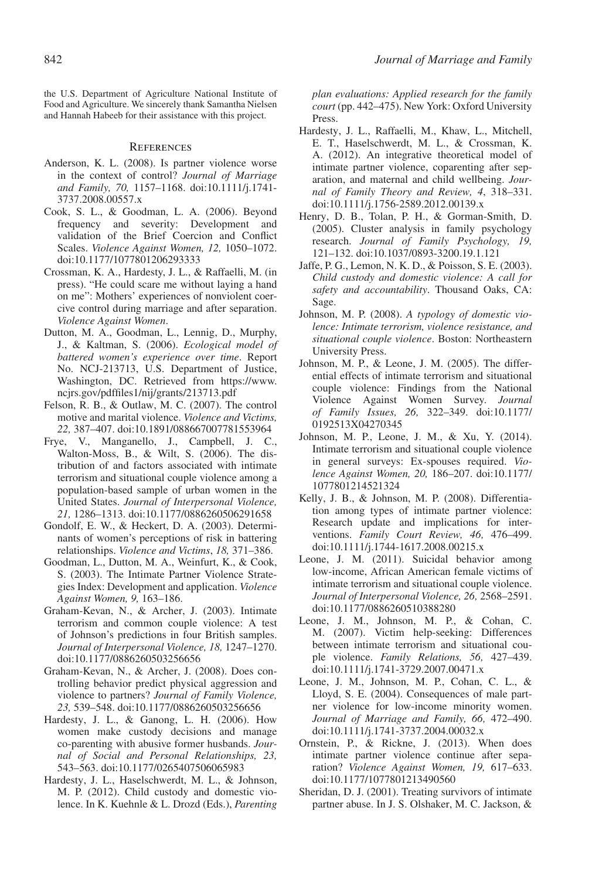the U.S. Department of Agriculture National Institute of Food and Agriculture. We sincerely thank Samantha Nielsen and Hannah Habeeb for their assistance with this project.

## References

Anderson, K. L. (2008). Is partner violence worse in the context of control? *Journal of Marriage and Family, 70,* 1157–1168. doi:10.1111/j.1741-3737.2008.00557.x

Cook, S. L., & Goodman, L. A. (2006). Beyond frequency and severity: Development and validation of the Brief Coercion and Conflict Scales. *Violence Against Women, 12,* 1050–1072. doi:10.1177/1077801206293333

Crossman, K. A., Hardesty, J. L., & Raffaelli, M. (in press). "He could scare me without laying a hand on me": Mothers' experiences of nonviolent coercive control during marriage and after separation. *Violence Against Women*.

Dutton, M. A., Goodman, L., Lennig, D., Murphy, J., & Kaltman, S. (2006). *Ecological model of battered women's experience over time*. Report No. NCJ-213713, U.S. Department of Justice, Washington, DC. Retrieved from https://www.ncjrs.gov/pdffiles1/nij/grants/213713.pdf

Felson, R. B., & Outlaw, M. C. (2007). The control motive and marital violence. *Violence and Victims, 22,* 387–407. doi:10.1891/088667007781553964

Frye, V., Manganello, J., Campbell, J. C., Walton-Moss, B., & Wilt, S. (2006). The distribution of and factors associated with intimate terrorism and situational couple violence among a population-based sample of urban women in the United States. *Journal of Interpersonal Violence, 21,* 1286–1313. doi:10.1177/0886260506291658

Gondolf, E. W., & Heckert, D. A. (2003). Determinants of women's perceptions of risk in battering relationships. *Violence and Victims*, *18,* 371–386.

Goodman, L., Dutton, M. A., Weinfurt, K., & Cook, S. (2003). The Intimate Partner Violence Strategies Index: Development and application. *Violence Against Women, 9,* 163–186.

Graham-Kevan, N., & Archer, J. (2003). Intimate terrorism and common couple violence: A test of Johnson's predictions in four British samples. *Journal of Interpersonal Violence, 18,* 1247–1270. doi:10.1177/0886260503256656

Graham-Kevan, N., & Archer, J. (2008). Does controlling behavior predict physical aggression and violence to partners? *Journal of Family Violence, 23,* 539–548. doi:10.1177/0886260503256656

Hardesty, J. L., & Ganong, L. H. (2006). How women make custody decisions and manage co-parenting with abusive former husbands. *Journal of Social and Personal Relationships, 23,* 543–563. doi:10.1177/0265407506065983

Hardesty, J. L., Haselschwerdt, M. L., & Johnson, M. P. (2012). Child custody and domestic violence. In K. Kuehnle & L. Drozd (Eds.), *Parenting plan evaluations: Applied research for the family court* (pp. 442–475). New York: Oxford University Press.

Hardesty, J. L., Raffaelli, M., Khaw, L., Mitchell, E. T., Haselschwerdt, M. L., & Crossman, K. A. (2012). An integrative theoretical model of intimate partner violence, coparenting after separation, and maternal and child wellbeing. *Journal of Family Theory and Review, 4*, 318–331. doi:10.1111/j.1756-2589.2012.00139.x

Henry, D. B., Tolan, P. H., & Gorman-Smith, D. (2005). Cluster analysis in family psychology research. *Journal of Family Psychology, 19,* 121–132. doi:10.1037/0893-3200.19.1.121

Jaffe, P. G., Lemon, N. K. D., & Poisson, S. E. (2003). *Child custody and domestic violence: A call for safety and accountability*. Thousand Oaks, CA: Sage.

Johnson, M. P. (2008). *A typology of domestic violence: Intimate terrorism, violence resistance, and situational couple violence*. Boston: Northeastern University Press.

Johnson, M. P., & Leone, J. M. (2005). The differential effects of intimate terrorism and situational couple violence: Findings from the National Violence Against Women Survey. *Journal of Family Issues, 26,* 322–349. doi:10.1177/0192513X04270345

Johnson, M. P., Leone, J. M., & Xu, Y. (2014). Intimate terrorism and situational couple violence in general surveys: Ex-spouses required. *Violence Against Women, 20,* 186–207. doi:10.1177/1077801214521324

Kelly, J. B., & Johnson, M. P. (2008). Differentiation among types of intimate partner violence: Research update and implications for interventions. *Family Court Review, 46,* 476–499. doi:10.1111/j.1744-1617.2008.00215.x

Leone, J. M. (2011). Suicidal behavior among low-income, African American female victims of intimate terrorism and situational couple violence. *Journal of Interpersonal Violence, 26,* 2568–2591. doi:10.1177/0886260510388280

Leone, J. M., Johnson, M. P., & Cohan, C. M. (2007). Victim help-seeking: Differences between intimate terrorism and situational couple violence. *Family Relations, 56,* 427–439. doi:10.1111/j.1741-3729.2007.00471.x

Leone, J. M., Johnson, M. P., Cohan, C. L., & Lloyd, S. E. (2004). Consequences of male partner violence for low-income minority women. *Journal of Marriage and Family, 66,* 472–490. doi:10.1111/j.1741-3737.2004.00032.x

Ornstein, P., & Rickne, J. (2013). When does intimate partner violence continue after separation? *Violence Against Women, 19,* 617–633. doi:10.1177/1077801213490560

Sheridan, D. J. (2001). Treating survivors of intimate partner abuse. In J. S. Olshaker, M. C. Jackson, &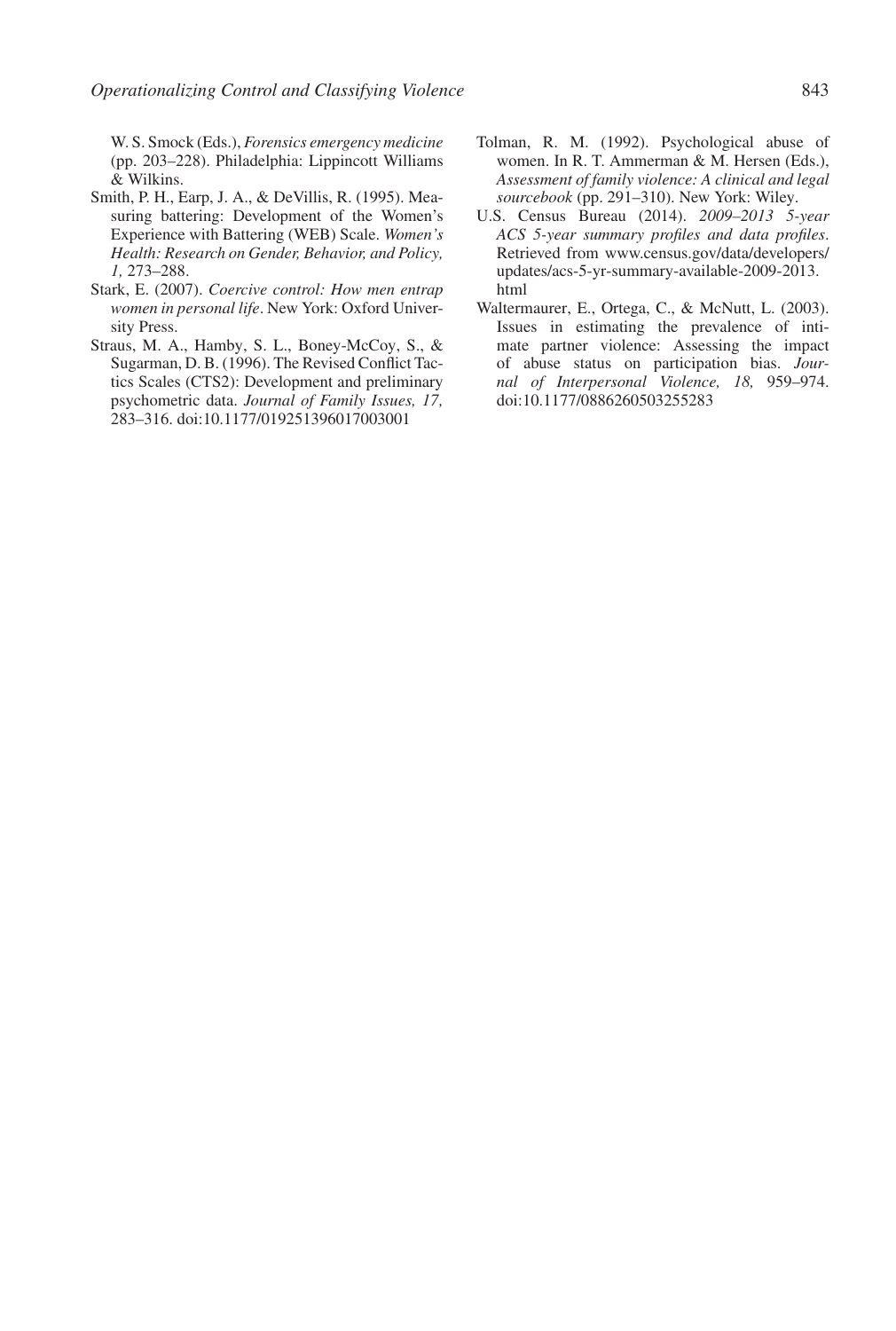W. S. Smock (Eds.), *Forensics emergency medicine* (pp. 203–228). Philadelphia: Lippincott Williams & Wilkins.

Smith, P. H., Earp, J. A., & DeVillis, R. (1995). Measuring battering: Development of the Women's Experience with Battering (WEB) Scale. *Women's Health: Research on Gender, Behavior, and Policy, 1,* 273–288.

Stark, E. (2007). *Coercive control: How men entrap women in personal life*. New York: Oxford University Press.

Straus, M. A., Hamby, S. L., Boney-McCoy, S., & Sugarman, D. B. (1996). The Revised Conflict Tactics Scales (CTS2): Development and preliminary psychometric data. *Journal of Family Issues, 17,* 283–316. doi:10.1177/019251396017003001

Tolman, R. M. (1992). Psychological abuse of women. In R. T. Ammerman & M. Hersen (Eds.), *Assessment of family violence: A clinical and legal sourcebook* (pp. 291–310). New York: Wiley.

U.S. Census Bureau (2014). *2009–2013 5-year ACS 5-year summary profiles and data profiles*. Retrieved from www.census.gov/data/developers/updates/acs-5-yr-summary-available-2009-2013.html

Waltermaurer, E., Ortega, C., & McNutt, L. (2003). Issues in estimating the prevalence of intimate partner violence: Assessing the impact of abuse status on participation bias. *Journal of Interpersonal Violence, 18,* 959–974. doi:10.1177/0886260503255283